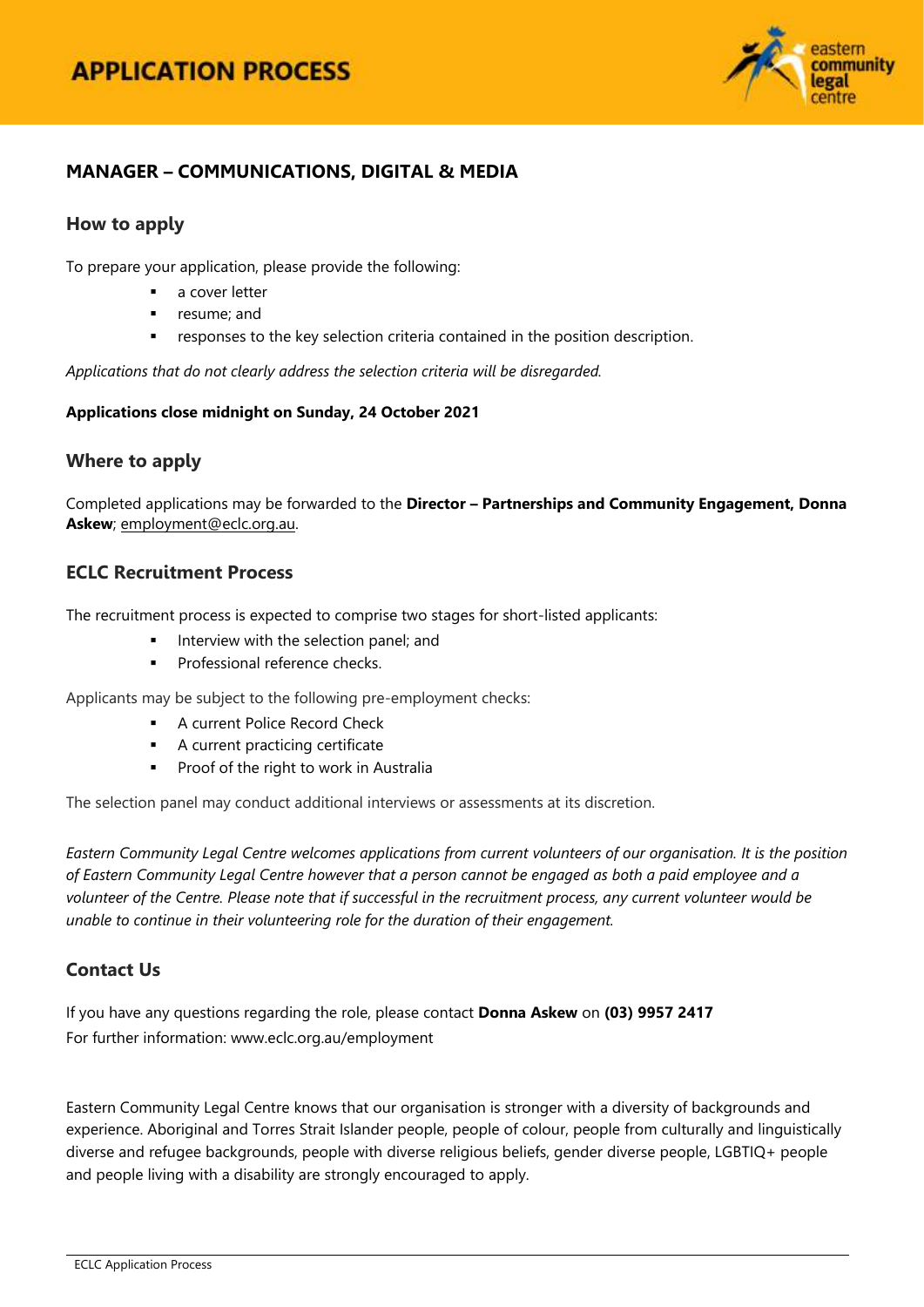# APPLICATION PROCESS

## MANAGER – COMMUNICATIONS, DIGITAL & MEDIA

### How to apply

To prepare your application, please provide the following:

- a cover letter
- resume; and
- responses to the key selection criteria contained in the position description.

*Applications that do not clearly address the selection criteria will be disregarded.*

**Applications close midnight on Sunday, 24 October 2021**

### Where to apply

Completed applications may be forwarded to the **Director – Partnerships and Community Engagement, Donna Askew**; employment@eclc.org.au.

### ECLC Recruitment Process

The recruitment process is expected to comprise two stages for short-listed applicants:

- Interview with the selection panel; and
- Professional reference checks.

Applicants may be subject to the following pre-employment checks:

- A current Police Record Check
- A current practicing certificate
- Proof of the right to work in Australia

The selection panel may conduct additional interviews or assessments at its discretion.

*Eastern Community Legal Centre welcomes applications from current volunteers of our organisation. It is the position of Eastern Community Legal Centre however that a person cannot be engaged as both a paid employee and a volunteer of the Centre. Please note that if successful in the recruitment process, any current volunteer would be unable to continue in their volunteering role for the duration of their engagement.*

### Contact Us

If you have any questions regarding the role, please contact **Donna Askew** on **(03) 9957 2417**
For further information: www.eclc.org.au/employment

Eastern Community Legal Centre knows that our organisation is stronger with a diversity of backgrounds and experience. Aboriginal and Torres Strait Islander people, people of colour, people from culturally and linguistically diverse and refugee backgrounds, people with diverse religious beliefs, gender diverse people, LGBTIQ+ people and people living with a disability are strongly encouraged to apply.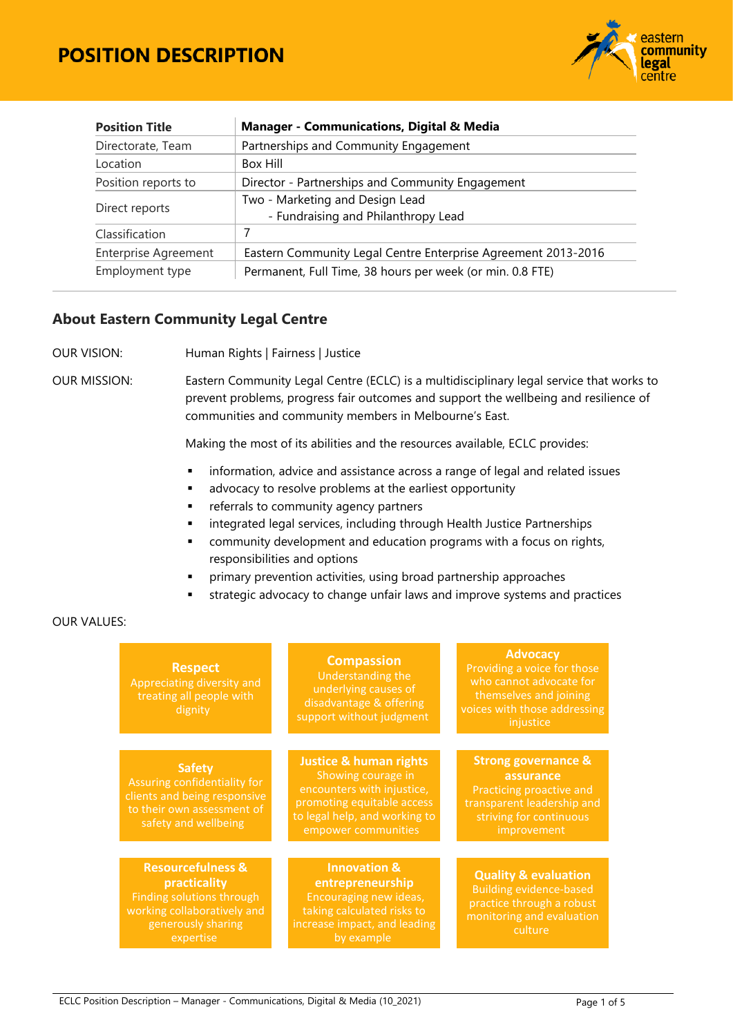# POSITION DESCRIPTION

| Position Title | Manager - Communications, Digital & Media |
|---|---|
| Directorate, Team | Partnerships and Community Engagement |
| Location | Box Hill |
| Position reports to | Director - Partnerships and Community Engagement |
| Direct reports | Two - Marketing and Design Lead<br>- Fundraising and Philanthropy Lead |
| Classification | 7 |
| Enterprise Agreement | Eastern Community Legal Centre Enterprise Agreement 2013-2016 |
| Employment type | Permanent, Full Time, 38 hours per week (or min. 0.8 FTE) |

## About Eastern Community Legal Centre

OUR VISION: Human Rights | Fairness | Justice

OUR MISSION: Eastern Community Legal Centre (ECLC) is a multidisciplinary legal service that works to prevent problems, progress fair outcomes and support the wellbeing and resilience of communities and community members in Melbourne's East.

Making the most of its abilities and the resources available, ECLC provides:

- information, advice and assistance across a range of legal and related issues
- advocacy to resolve problems at the earliest opportunity
- referrals to community agency partners
- integrated legal services, including through Health Justice Partnerships
- community development and education programs with a focus on rights, responsibilities and options
- primary prevention activities, using broad partnership approaches
- strategic advocacy to change unfair laws and improve systems and practices

OUR VALUES:

**Respect**
Appreciating diversity and treating all people with dignity

**Compassion**
Understanding the underlying causes of disadvantage & offering support without judgment

**Advocacy**
Providing a voice for those who cannot advocate for themselves and joining voices with those addressing injustice

**Safety**
Assuring confidentiality for clients and being responsive to their own assessment of safety and wellbeing

**Justice & human rights**
Showing courage in encounters with injustice, promoting equitable access to legal help, and working to empower communities

**Strong governance & assurance**
Practicing proactive and transparent leadership and striving for continuous improvement

**Resourcefulness & practicality**
Finding solutions through working collaboratively and generously sharing expertise

**Innovation & entrepreneurship**
Encouraging new ideas, taking calculated risks to increase impact, and leading by example

**Quality & evaluation**
Building evidence-based practice through a robust monitoring and evaluation culture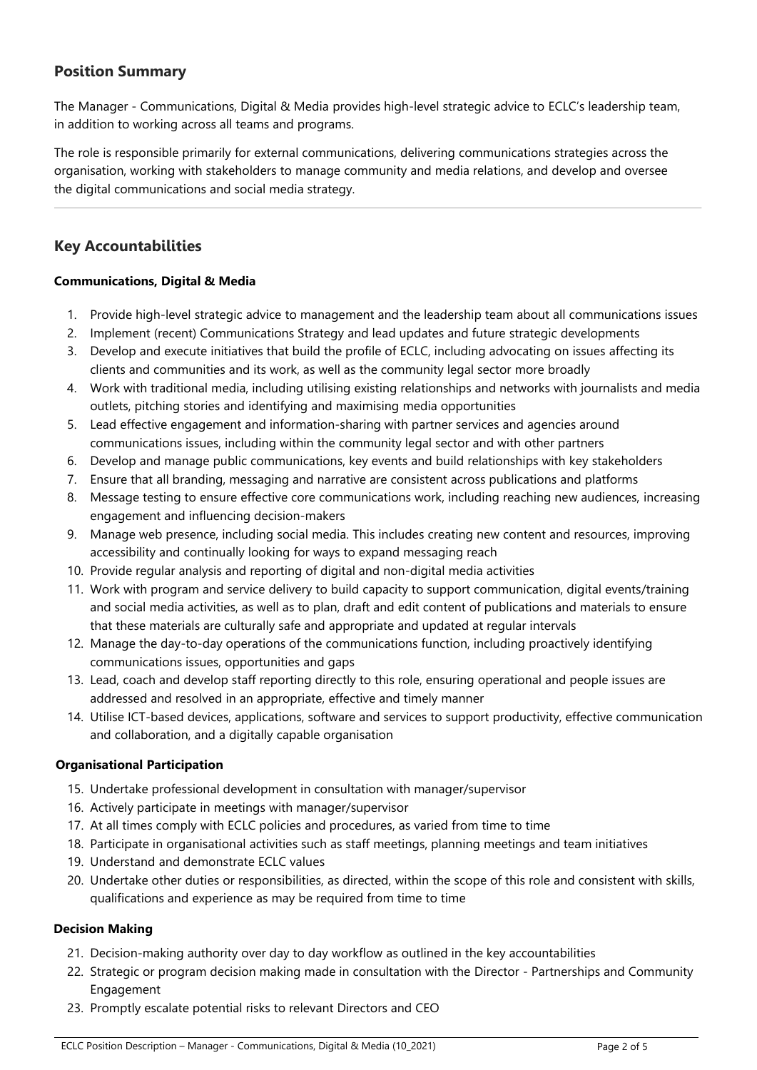## Position Summary

The Manager - Communications, Digital & Media provides high-level strategic advice to ECLC's leadership team, in addition to working across all teams and programs.

The role is responsible primarily for external communications, delivering communications strategies across the organisation, working with stakeholders to manage community and media relations, and develop and oversee the digital communications and social media strategy.

---

## Key Accountabilities

**Communications, Digital & Media**

1. Provide high-level strategic advice to management and the leadership team about all communications issues
2. Implement (recent) Communications Strategy and lead updates and future strategic developments
3. Develop and execute initiatives that build the profile of ECLC, including advocating on issues affecting its clients and communities and its work, as well as the community legal sector more broadly
4. Work with traditional media, including utilising existing relationships and networks with journalists and media outlets, pitching stories and identifying and maximising media opportunities
5. Lead effective engagement and information-sharing with partner services and agencies around communications issues, including within the community legal sector and with other partners
6. Develop and manage public communications, key events and build relationships with key stakeholders
7. Ensure that all branding, messaging and narrative are consistent across publications and platforms
8. Message testing to ensure effective core communications work, including reaching new audiences, increasing engagement and influencing decision-makers
9. Manage web presence, including social media. This includes creating new content and resources, improving accessibility and continually looking for ways to expand messaging reach
10. Provide regular analysis and reporting of digital and non-digital media activities
11. Work with program and service delivery to build capacity to support communication, digital events/training and social media activities, as well as to plan, draft and edit content of publications and materials to ensure that these materials are culturally safe and appropriate and updated at regular intervals
12. Manage the day-to-day operations of the communications function, including proactively identifying communications issues, opportunities and gaps
13. Lead, coach and develop staff reporting directly to this role, ensuring operational and people issues are addressed and resolved in an appropriate, effective and timely manner
14. Utilise ICT-based devices, applications, software and services to support productivity, effective communication and collaboration, and a digitally capable organisation

**Organisational Participation**

15. Undertake professional development in consultation with manager/supervisor
16. Actively participate in meetings with manager/supervisor
17. At all times comply with ECLC policies and procedures, as varied from time to time
18. Participate in organisational activities such as staff meetings, planning meetings and team initiatives
19. Understand and demonstrate ECLC values
20. Undertake other duties or responsibilities, as directed, within the scope of this role and consistent with skills, qualifications and experience as may be required from time to time

**Decision Making**

21. Decision-making authority over day to day workflow as outlined in the key accountabilities
22. Strategic or program decision making made in consultation with the Director - Partnerships and Community Engagement
23. Promptly escalate potential risks to relevant Directors and CEO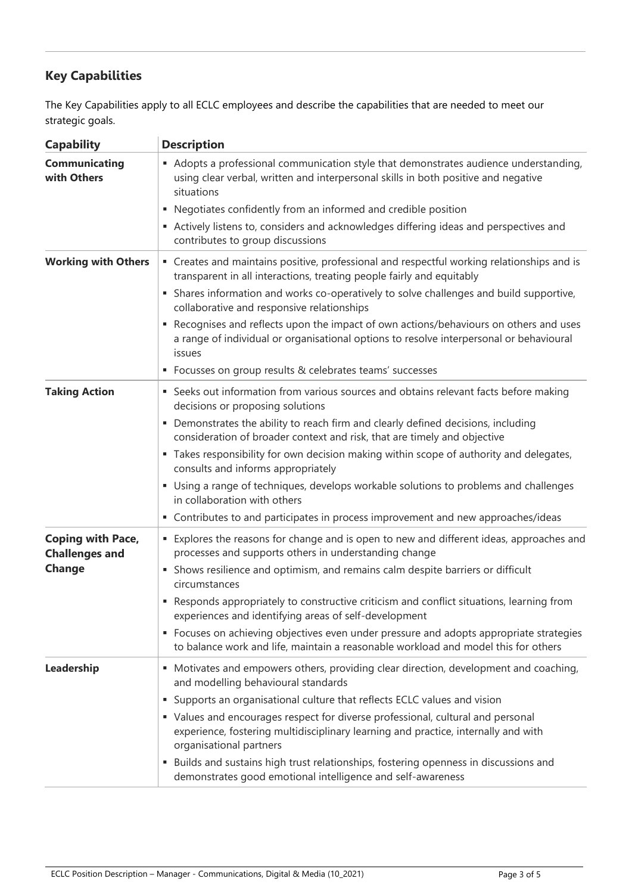## Key Capabilities

The Key Capabilities apply to all ECLC employees and describe the capabilities that are needed to meet our strategic goals.

| Capability | Description |
|---|---|
| **Communicating with Others** | ▪ Adopts a professional communication style that demonstrates audience understanding, using clear verbal, written and interpersonal skills in both positive and negative situations<br>▪ Negotiates confidently from an informed and credible position<br>▪ Actively listens to, considers and acknowledges differing ideas and perspectives and contributes to group discussions |
| **Working with Others** | ▪ Creates and maintains positive, professional and respectful working relationships and is transparent in all interactions, treating people fairly and equitably<br>▪ Shares information and works co-operatively to solve challenges and build supportive, collaborative and responsive relationships<br>▪ Recognises and reflects upon the impact of own actions/behaviours on others and uses a range of individual or organisational options to resolve interpersonal or behavioural issues<br>▪ Focusses on group results & celebrates teams' successes |
| **Taking Action** | ▪ Seeks out information from various sources and obtains relevant facts before making decisions or proposing solutions<br>▪ Demonstrates the ability to reach firm and clearly defined decisions, including consideration of broader context and risk, that are timely and objective<br>▪ Takes responsibility for own decision making within scope of authority and delegates, consults and informs appropriately<br>▪ Using a range of techniques, develops workable solutions to problems and challenges in collaboration with others<br>▪ Contributes to and participates in process improvement and new approaches/ideas |
| **Coping with Pace, Challenges and Change** | ▪ Explores the reasons for change and is open to new and different ideas, approaches and processes and supports others in understanding change<br>▪ Shows resilience and optimism, and remains calm despite barriers or difficult circumstances<br>▪ Responds appropriately to constructive criticism and conflict situations, learning from experiences and identifying areas of self-development<br>▪ Focuses on achieving objectives even under pressure and adopts appropriate strategies to balance work and life, maintain a reasonable workload and model this for others |
| **Leadership** | ▪ Motivates and empowers others, providing clear direction, development and coaching, and modelling behavioural standards<br>▪ Supports an organisational culture that reflects ECLC values and vision<br>▪ Values and encourages respect for diverse professional, cultural and personal experience, fostering multidisciplinary learning and practice, internally and with organisational partners<br>▪ Builds and sustains high trust relationships, fostering openness in discussions and demonstrates good emotional intelligence and self-awareness |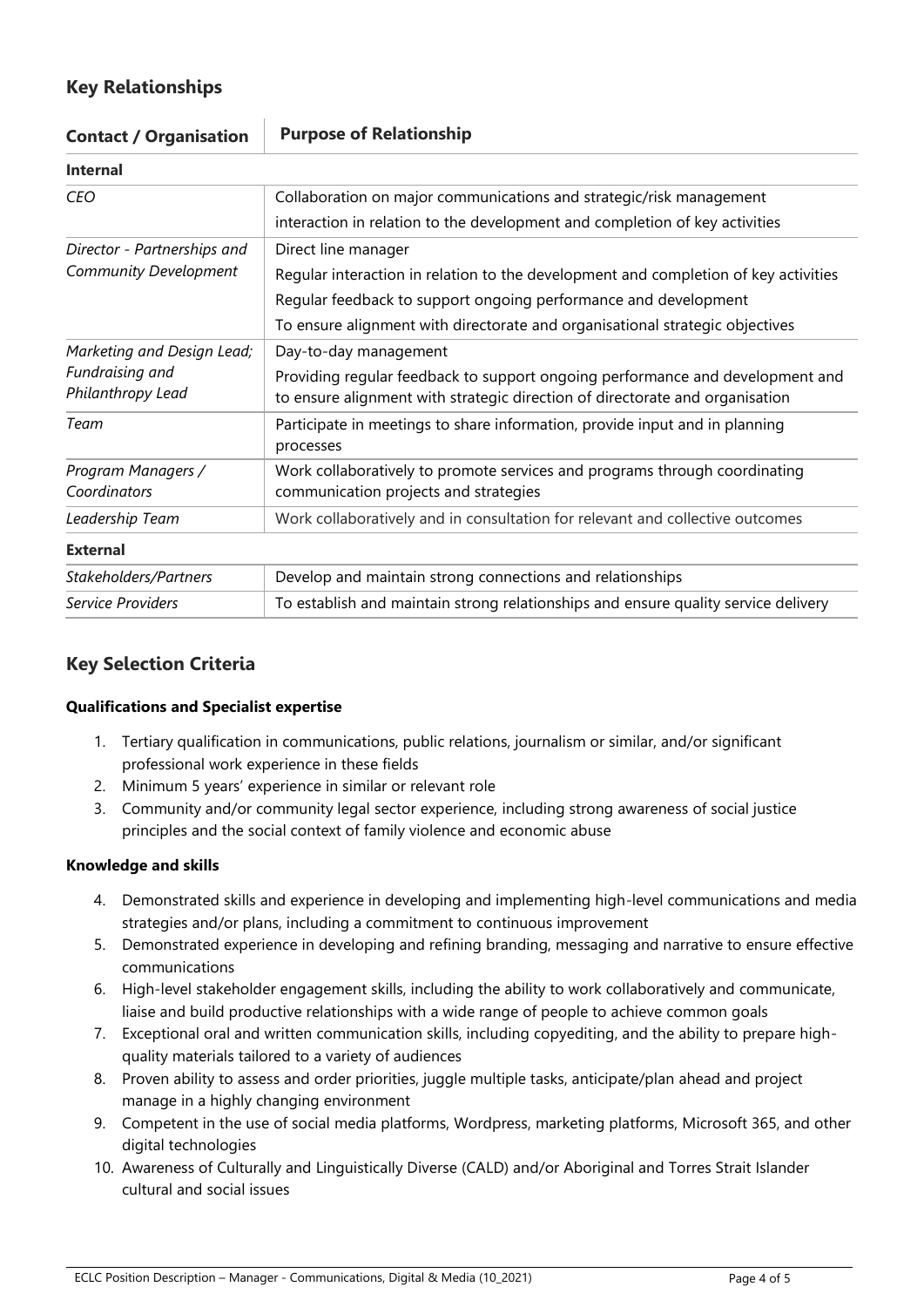## Key Relationships

| Contact / Organisation | Purpose of Relationship |
|---|---|
| **Internal** | |
| *CEO* | Collaboration on major communications and strategic/risk management<br>interaction in relation to the development and completion of key activities |
| *Director - Partnerships and Community Development* | Direct line manager<br>Regular interaction in relation to the development and completion of key activities<br>Regular feedback to support ongoing performance and development<br>To ensure alignment with directorate and organisational strategic objectives |
| *Marketing and Design Lead; Fundraising and Philanthropy Lead* | Day-to-day management<br>Providing regular feedback to support ongoing performance and development and to ensure alignment with strategic direction of directorate and organisation |
| *Team* | Participate in meetings to share information, provide input and in planning processes |
| *Program Managers / Coordinators* | Work collaboratively to promote services and programs through coordinating communication projects and strategies |
| *Leadership Team* | Work collaboratively and in consultation for relevant and collective outcomes |
| **External** | |
| *Stakeholders/Partners* | Develop and maintain strong connections and relationships |
| *Service Providers* | To establish and maintain strong relationships and ensure quality service delivery |

## Key Selection Criteria

**Qualifications and Specialist expertise**

1. Tertiary qualification in communications, public relations, journalism or similar, and/or significant professional work experience in these fields
2. Minimum 5 years' experience in similar or relevant role
3. Community and/or community legal sector experience, including strong awareness of social justice principles and the social context of family violence and economic abuse

**Knowledge and skills**

4. Demonstrated skills and experience in developing and implementing high-level communications and media strategies and/or plans, including a commitment to continuous improvement
5. Demonstrated experience in developing and refining branding, messaging and narrative to ensure effective communications
6. High-level stakeholder engagement skills, including the ability to work collaboratively and communicate, liaise and build productive relationships with a wide range of people to achieve common goals
7. Exceptional oral and written communication skills, including copyediting, and the ability to prepare high-quality materials tailored to a variety of audiences
8. Proven ability to assess and order priorities, juggle multiple tasks, anticipate/plan ahead and project manage in a highly changing environment
9. Competent in the use of social media platforms, Wordpress, marketing platforms, Microsoft 365, and other digital technologies
10. Awareness of Culturally and Linguistically Diverse (CALD) and/or Aboriginal and Torres Strait Islander cultural and social issues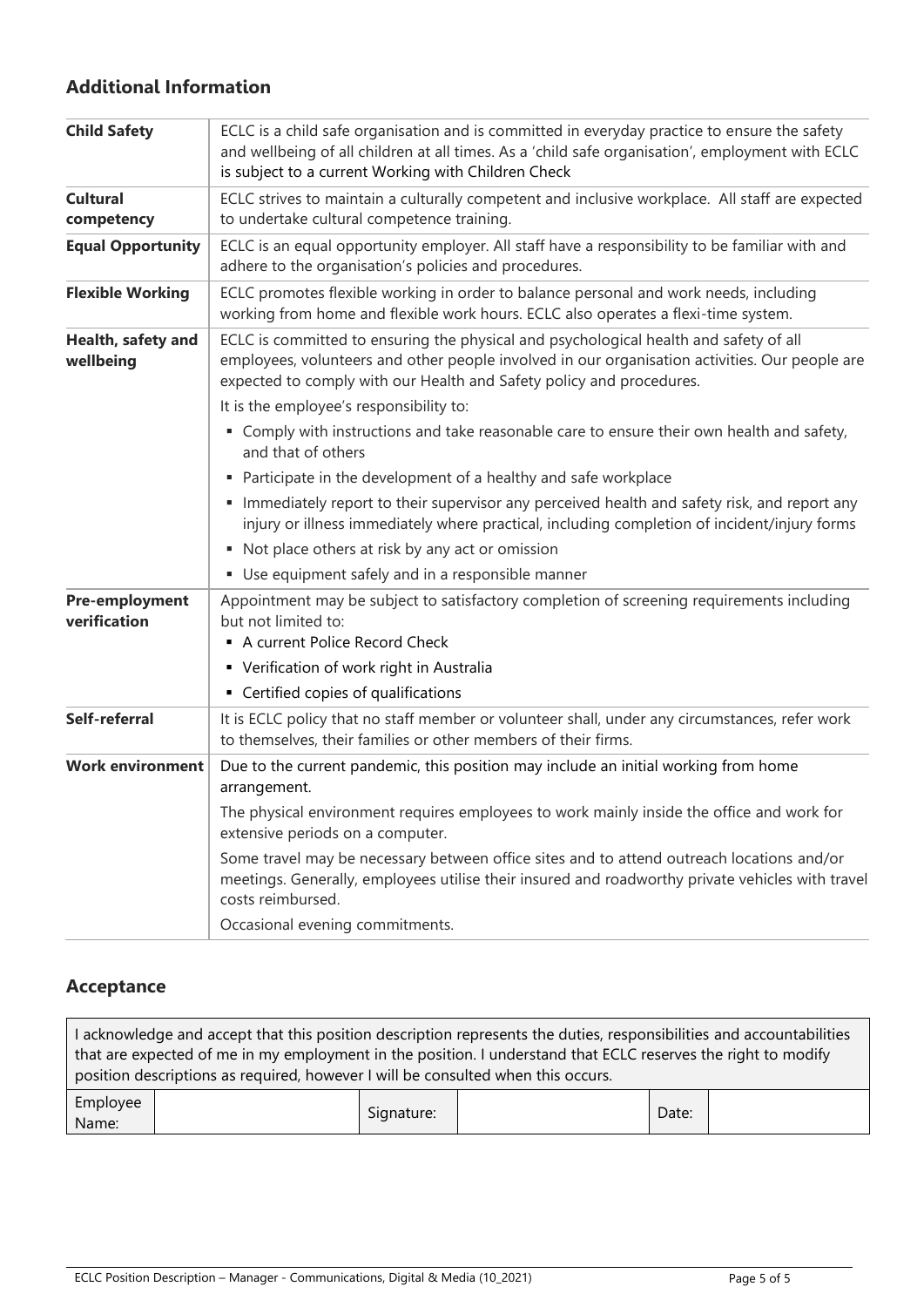## Additional Information

| | |
|---|---|
| **Child Safety** | ECLC is a child safe organisation and is committed in everyday practice to ensure the safety and wellbeing of all children at all times. As a 'child safe organisation', employment with ECLC is subject to a current Working with Children Check |
| **Cultural competency** | ECLC strives to maintain a culturally competent and inclusive workplace. All staff are expected to undertake cultural competence training. |
| **Equal Opportunity** | ECLC is an equal opportunity employer. All staff have a responsibility to be familiar with and adhere to the organisation's policies and procedures. |
| **Flexible Working** | ECLC promotes flexible working in order to balance personal and work needs, including working from home and flexible work hours. ECLC also operates a flexi-time system. |
| **Health, safety and wellbeing** | ECLC is committed to ensuring the physical and psychological health and safety of all employees, volunteers and other people involved in our organisation activities. Our people are expected to comply with our Health and Safety policy and procedures.<br>It is the employee's responsibility to:<br>▪ Comply with instructions and take reasonable care to ensure their own health and safety, and that of others<br>▪ Participate in the development of a healthy and safe workplace<br>▪ Immediately report to their supervisor any perceived health and safety risk, and report any injury or illness immediately where practical, including completion of incident/injury forms<br>▪ Not place others at risk by any act or omission<br>▪ Use equipment safely and in a responsible manner |
| **Pre-employment verification** | Appointment may be subject to satisfactory completion of screening requirements including but not limited to:<br>▪ A current Police Record Check<br>▪ Verification of work right in Australia<br>▪ Certified copies of qualifications |
| **Self-referral** | It is ECLC policy that no staff member or volunteer shall, under any circumstances, refer work to themselves, their families or other members of their firms. |
| **Work environment** | Due to the current pandemic, this position may include an initial working from home arrangement.<br>The physical environment requires employees to work mainly inside the office and work for extensive periods on a computer.<br>Some travel may be necessary between office sites and to attend outreach locations and/or meetings. Generally, employees utilise their insured and roadworthy private vehicles with travel costs reimbursed.<br>Occasional evening commitments. |

## Acceptance

I acknowledge and accept that this position description represents the duties, responsibilities and accountabilities that are expected of me in my employment in the position. I understand that ECLC reserves the right to modify position descriptions as required, however I will be consulted when this occurs.

| Employee Name: | | Signature: | | Date: | |
|---|---|---|---|---|---|